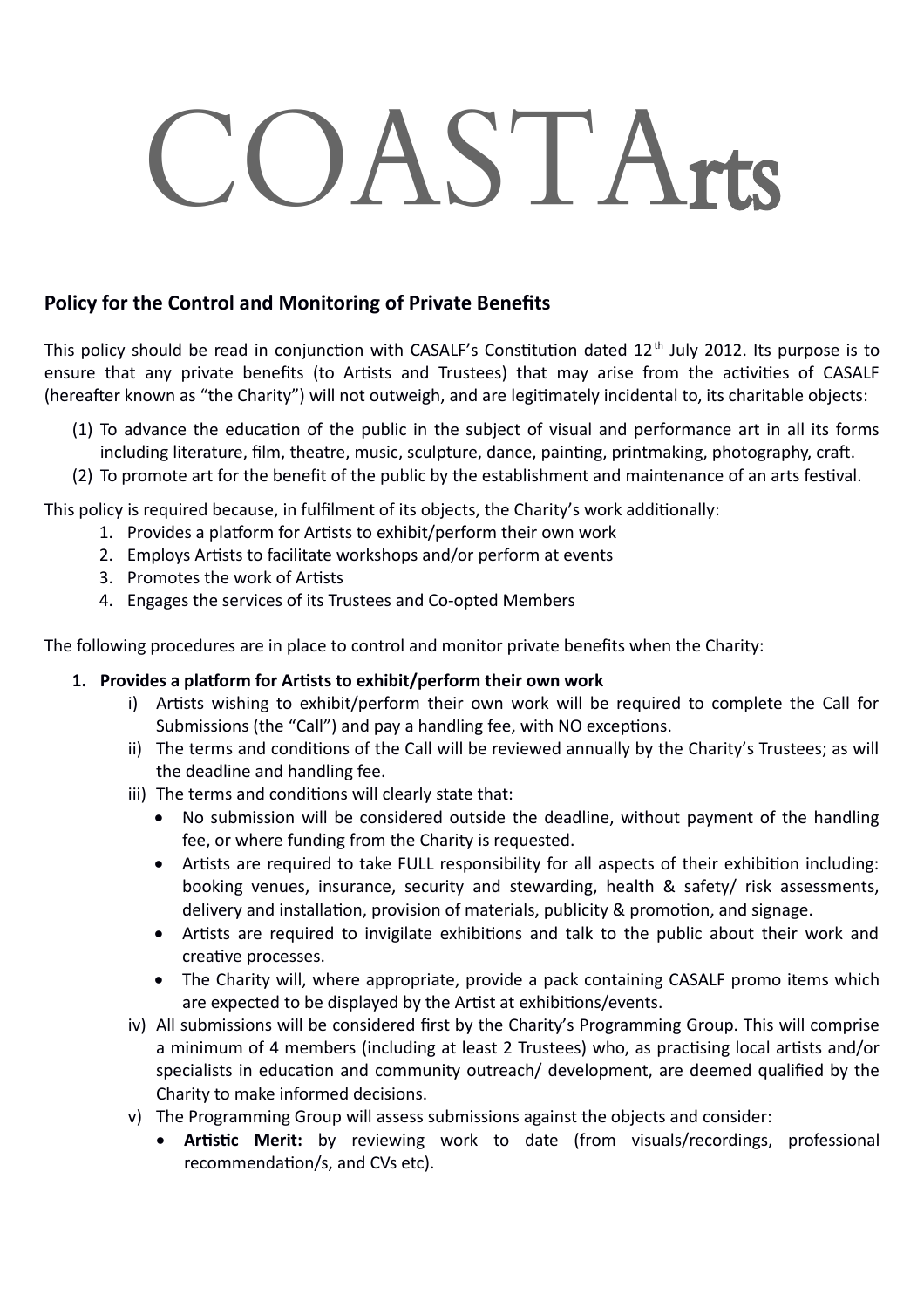# COASTArts

## Policy for the Control and Monitoring of Private Benefits

This policy should be read in conjunction with CASALF's Constitution dated 12th July 2012. Its purpose is to ensure that any private benefits (to Artists and Trustees) that may arise from the activities of CASALF (hereafter known as "the Charity") will not outweigh, and are legitimately incidental to, its charitable objects:

(1) To advance the education of the public in the subject of visual and performance art in all its forms including literature, film, theatre, music, sculpture, dance, painting, printmaking, photography, craft.
(2) To promote art for the benefit of the public by the establishment and maintenance of an arts festival.

This policy is required because, in fulfilment of its objects, the Charity's work additionally:

1. Provides a platform for Artists to exhibit/perform their own work
2. Employs Artists to facilitate workshops and/or perform at events
3. Promotes the work of Artists
4. Engages the services of its Trustees and Co-opted Members

The following procedures are in place to control and monitor private benefits when the Charity:

1. **Provides a platform for Artists to exhibit/perform their own work**
   i) Artists wishing to exhibit/perform their own work will be required to complete the Call for Submissions (the "Call") and pay a handling fee, with NO exceptions.
   ii) The terms and conditions of the Call will be reviewed annually by the Charity's Trustees; as will the deadline and handling fee.
   iii) The terms and conditions will clearly state that:
      - No submission will be considered outside the deadline, without payment of the handling fee, or where funding from the Charity is requested.
      - Artists are required to take FULL responsibility for all aspects of their exhibition including: booking venues, insurance, security and stewarding, health & safety/ risk assessments, delivery and installation, provision of materials, publicity & promotion, and signage.
      - Artists are required to invigilate exhibitions and talk to the public about their work and creative processes.
      - The Charity will, where appropriate, provide a pack containing CASALF promo items which are expected to be displayed by the Artist at exhibitions/events.
   iv) All submissions will be considered first by the Charity's Programming Group. This will comprise a minimum of 4 members (including at least 2 Trustees) who, as practising local artists and/or specialists in education and community outreach/ development, are deemed qualified by the Charity to make informed decisions.
   v) The Programming Group will assess submissions against the objects and consider:
      - **Artistic Merit:** by reviewing work to date (from visuals/recordings, professional recommendation/s, and CVs etc).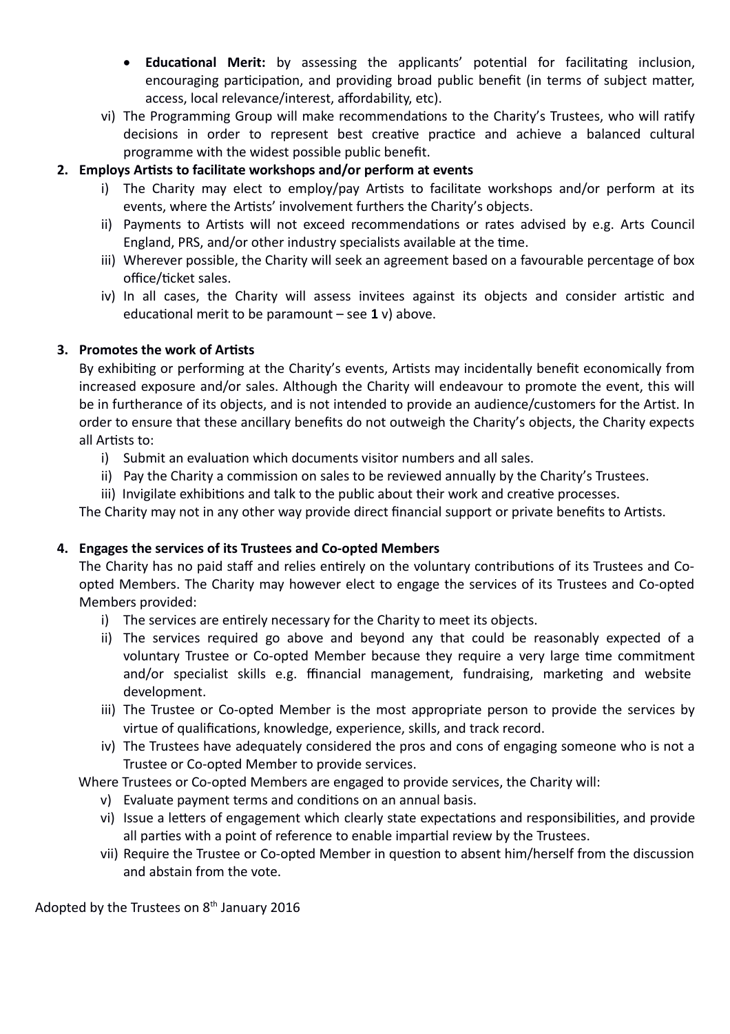- **Educational Merit:** by assessing the applicants' potential for facilitating inclusion, encouraging participation, and providing broad public benefit (in terms of subject matter, access, local relevance/interest, affordability, etc).

vi) The Programming Group will make recommendations to the Charity's Trustees, who will ratify decisions in order to represent best creative practice and achieve a balanced cultural programme with the widest possible public benefit.

**2. Employs Artists to facilitate workshops and/or perform at events**

i) The Charity may elect to employ/pay Artists to facilitate workshops and/or perform at its events, where the Artists' involvement furthers the Charity's objects.

ii) Payments to Artists will not exceed recommendations or rates advised by e.g. Arts Council England, PRS, and/or other industry specialists available at the time.

iii) Wherever possible, the Charity will seek an agreement based on a favourable percentage of box office/ticket sales.

iv) In all cases, the Charity will assess invitees against its objects and consider artistic and educational merit to be paramount – see **1** v) above.

**3. Promotes the work of Artists**

By exhibiting or performing at the Charity's events, Artists may incidentally benefit economically from increased exposure and/or sales. Although the Charity will endeavour to promote the event, this will be in furtherance of its objects, and is not intended to provide an audience/customers for the Artist. In order to ensure that these ancillary benefits do not outweigh the Charity's objects, the Charity expects all Artists to:

i) Submit an evaluation which documents visitor numbers and all sales.

ii) Pay the Charity a commission on sales to be reviewed annually by the Charity's Trustees.

iii) Invigilate exhibitions and talk to the public about their work and creative processes.

The Charity may not in any other way provide direct financial support or private benefits to Artists.

**4. Engages the services of its Trustees and Co-opted Members**

The Charity has no paid staff and relies entirely on the voluntary contributions of its Trustees and Co-opted Members. The Charity may however elect to engage the services of its Trustees and Co-opted Members provided:

i) The services are entirely necessary for the Charity to meet its objects.

ii) The services required go above and beyond any that could be reasonably expected of a voluntary Trustee or Co-opted Member because they require a very large time commitment and/or specialist skills e.g. ffinancial management, fundraising, marketing and website development.

iii) The Trustee or Co-opted Member is the most appropriate person to provide the services by virtue of qualifications, knowledge, experience, skills, and track record.

iv) The Trustees have adequately considered the pros and cons of engaging someone who is not a Trustee or Co-opted Member to provide services.

Where Trustees or Co-opted Members are engaged to provide services, the Charity will:

v) Evaluate payment terms and conditions on an annual basis.

vi) Issue a letters of engagement which clearly state expectations and responsibilities, and provide all parties with a point of reference to enable impartial review by the Trustees.

vii) Require the Trustee or Co-opted Member in question to absent him/herself from the discussion and abstain from the vote.

Adopted by the Trustees on 8th January 2016